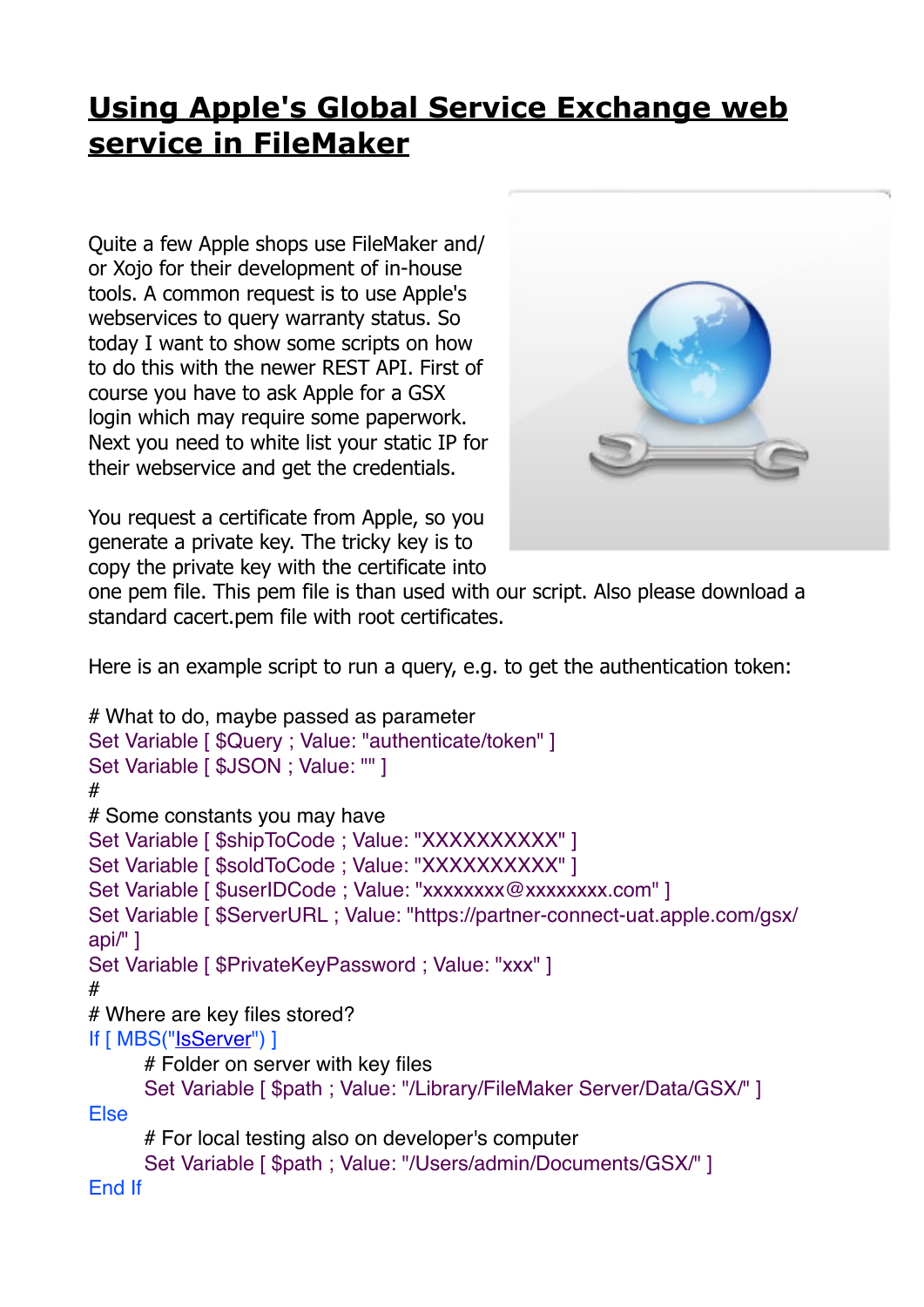# Using Apple's Global Service Exchange web service in FileMaker

Quite a few Apple shops use FileMaker and/or Xojo for their development of in-house tools. A common request is to use Apple's webservices to query warranty status. So today I want to show some scripts on how to do this with the newer REST API. First of course you have to ask Apple for a GSX login which may require some paperwork. Next you need to white list your static IP for their webservice and get the credentials.

You request a certificate from Apple, so you generate a private key. The tricky key is to copy the private key with the certificate into one pem file. This pem file is than used with our script. Also please download a standard cacert.pem file with root certificates.

Here is an example script to run a query, e.g. to get the authentication token:

```
# What to do, maybe passed as parameter
Set Variable [ $Query ; Value: "authenticate/token" ]
Set Variable [ $JSON ; Value: "" ]
#
# Some constants you may have
Set Variable [ $shipToCode ; Value: "XXXXXXXXXX" ]
Set Variable [ $soldToCode ; Value: "XXXXXXXXXX" ]
Set Variable [ $userIDCode ; Value: "xxxxxxxx@xxxxxxxx.com" ]
Set Variable [ $ServerURL ; Value: "https://partner-connect-uat.apple.com/gsx/api/" ]
Set Variable [ $PrivateKeyPassword ; Value: "xxx" ]
#
# Where are key files stored?
If [ MBS("IsServer") ]
	# Folder on server with key files
	Set Variable [ $path ; Value: "/Library/FileMaker Server/Data/GSX/" ]
Else
	# For local testing also on developer's computer
	Set Variable [ $path ; Value: "/Users/admin/Documents/GSX/" ]
End If
```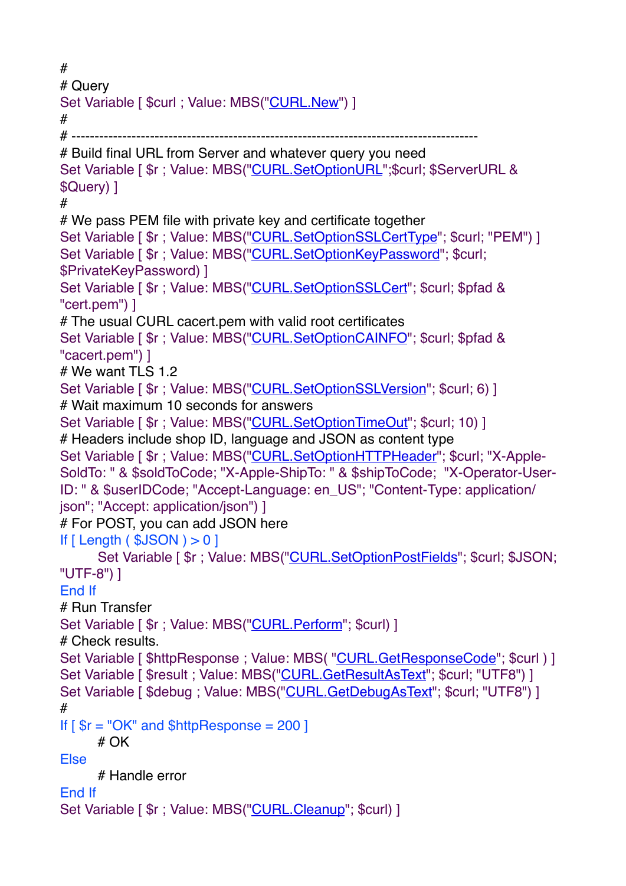```
#
# Query
Set Variable [ $curl ; Value: MBS("CURL.New") ]
#
# ---------------------------------------------------------------------------------------
# Build final URL from Server and whatever query you need
Set Variable [ $r ; Value: MBS("CURL.SetOptionURL";$curl; $ServerURL & $Query) ]
#
# We pass PEM file with private key and certificate together
Set Variable [ $r ; Value: MBS("CURL.SetOptionSSLCertType"; $curl; "PEM") ]
Set Variable [ $r ; Value: MBS("CURL.SetOptionKeyPassword"; $curl; $PrivateKeyPassword) ]
Set Variable [ $r ; Value: MBS("CURL.SetOptionSSLCert"; $curl; $pfad & "cert.pem") ]
# The usual CURL cacert.pem with valid root certificates
Set Variable [ $r ; Value: MBS("CURL.SetOptionCAINFO"; $curl; $pfad & "cacert.pem") ]
# We want TLS 1.2
Set Variable [ $r ; Value: MBS("CURL.SetOptionSSLVersion"; $curl; 6) ]
# Wait maximum 10 seconds for answers
Set Variable [ $r ; Value: MBS("CURL.SetOptionTimeOut"; $curl; 10) ]
# Headers include shop ID, language and JSON as content type
Set Variable [ $r ; Value: MBS("CURL.SetOptionHTTPHeader"; $curl; "X-Apple-SoldTo: " & $soldToCode; "X-Apple-ShipTo: " & $shipToCode;  "X-Operator-User-ID: " & $userIDCode; "Accept-Language: en_US"; "Content-Type: application/json"; "Accept: application/json") ]
# For POST, you can add JSON here
If [ Length ( $JSON ) > 0 ]
	Set Variable [ $r ; Value: MBS("CURL.SetOptionPostFields"; $curl; $JSON; "UTF-8") ]
End If
# Run Transfer
Set Variable [ $r ; Value: MBS("CURL.Perform"; $curl) ]
# Check results.
Set Variable [ $httpResponse ; Value: MBS( "CURL.GetResponseCode"; $curl ) ]
Set Variable [ $result ; Value: MBS("CURL.GetResultAsText"; $curl; "UTF8") ]
Set Variable [ $debug ; Value: MBS("CURL.GetDebugAsText"; $curl; "UTF8") ]
#
If [ $r = "OK" and $httpResponse = 200 ]
	# OK
Else
	# Handle error
End If
Set Variable [ $r ; Value: MBS("CURL.Cleanup"; $curl) ]
```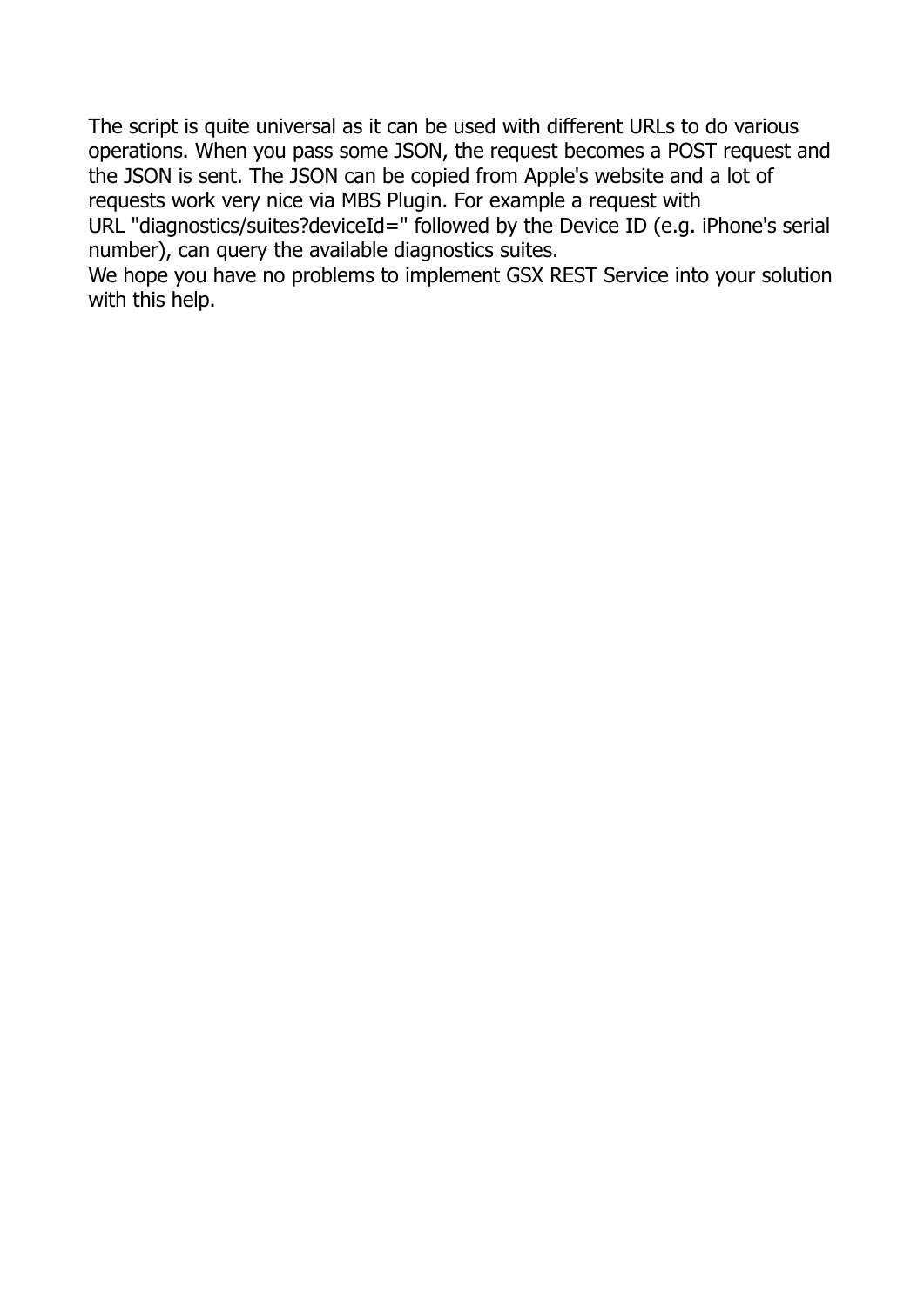The script is quite universal as it can be used with different URLs to do various operations. When you pass some JSON, the request becomes a POST request and the JSON is sent. The JSON can be copied from Apple's website and a lot of requests work very nice via MBS Plugin. For example a request with URL "diagnostics/suites?deviceId=" followed by the Device ID (e.g. iPhone's serial number), can query the available diagnostics suites.
We hope you have no problems to implement GSX REST Service into your solution with this help.